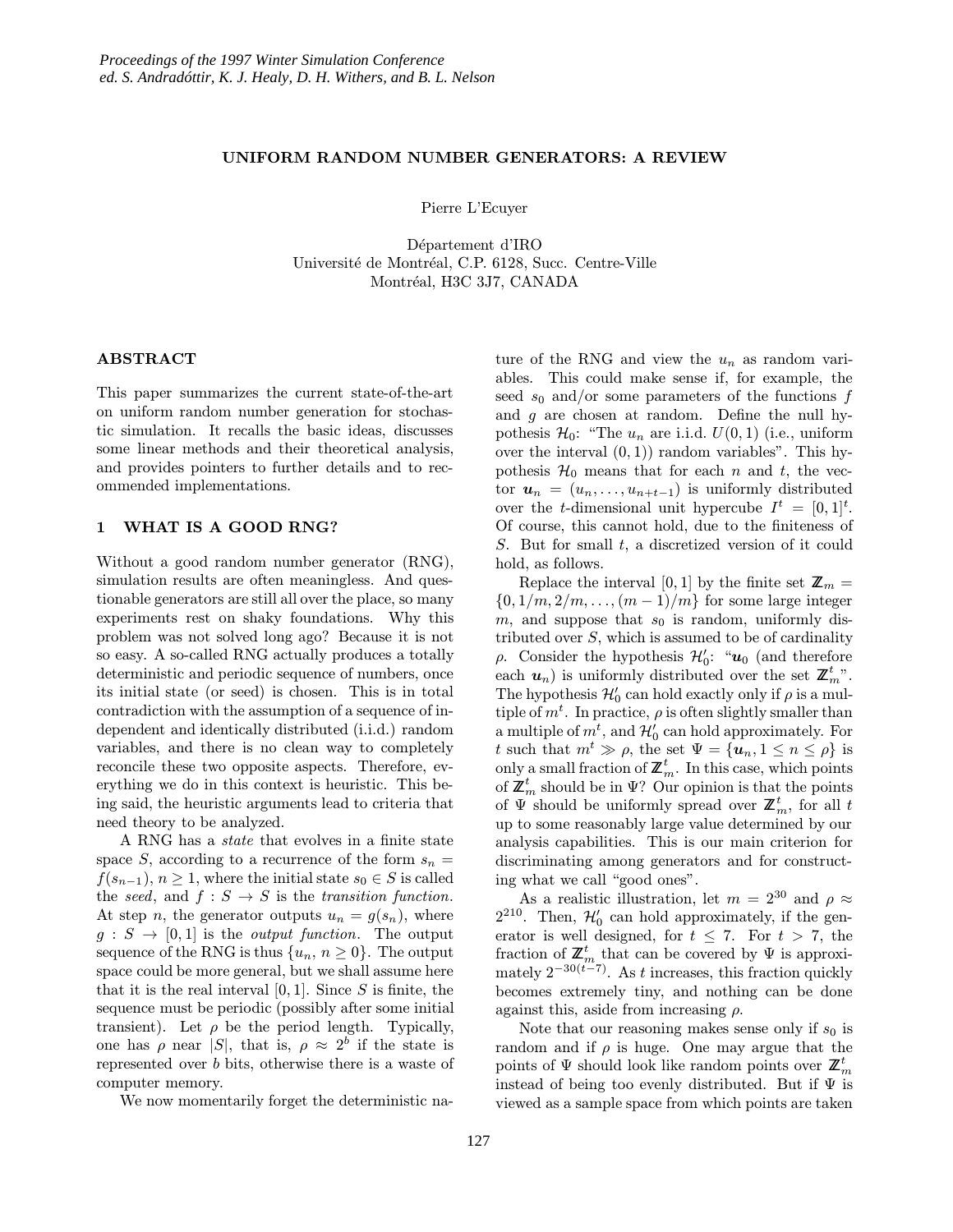# UNIFORM RANDOM NUMBER GENERATORS: A REVIEW

Pierre L'Ecuyer

Département d'IRO  
Université de Montréal, C.P. 6128, Succ. Centre-Ville  
Montréal, H3C 3J7, CANADA

## ABSTRACT

This paper summarizes the current state-of-the-art on uniform random number generation for stochastic simulation. It recalls the basic ideas, discusses some linear methods and their theoretical analysis, and provides pointers to further details and to recommended implementations.

## 1 WHAT IS A GOOD RNG?

Without a good random number generator (RNG), simulation results are often meaningless. And questionable generators are still all over the place, so many experiments rest on shaky foundations. Why this problem was not solved long ago? Because it is not so easy. A so-called RNG actually produces a totally deterministic and periodic sequence of numbers, once its initial state (or seed) is chosen. This is in total contradiction with the assumption of a sequence of independent and identically distributed (i.i.d.) random variables, and there is no clean way to completely reconcile these two opposite aspects. Therefore, everything we do in this context is heuristic. This being said, the heuristic arguments lead to criteria that need theory to be analyzed.

A RNG has a *state* that evolves in a finite state space $S$, according to a recurrence of the form $s_n = f(s_{n-1})$, $n \geq 1$, where the initial state $s_0 \in S$ is called the *seed*, and $f : S \to S$ is the *transition function*. At step $n$, the generator outputs $u_n = g(s_n)$, where $g : S \to [0, 1]$ is the *output function*. The output sequence of the RNG is thus $\{u_n, n \geq 0\}$. The output space could be more general, but we shall assume here that it is the real interval $[0, 1]$. Since $S$ is finite, the sequence must be periodic (possibly after some initial transient). Let $\rho$ be the period length. Typically, one has $\rho$ near $|S|$, that is, $\rho \approx 2^b$ if the state is represented over $b$ bits, otherwise there is a waste of computer memory.

We now momentarily forget the deterministic nature of the RNG and view the $u_n$ as random variables. This could make sense if, for example, the seed $s_0$ and/or some parameters of the functions $f$ and $g$ are chosen at random. Define the null hypothesis $\mathcal{H}_0$: "The $u_n$ are i.i.d. $U(0, 1)$ (i.e., uniform over the interval $(0, 1)$) random variables". This hypothesis $\mathcal{H}_0$ means that for each $n$ and $t$, the vector $\boldsymbol{u}_n = (u_n, \ldots, u_{n+t-1})$ is uniformly distributed over the $t$-dimensional unit hypercube $I^t = [0, 1]^t$. Of course, this cannot hold, due to the finiteness of $S$. But for small $t$, a discretized version of it could hold, as follows.

Replace the interval $[0, 1]$ by the finite set $\mathbb{Z}_m = \{0, 1/m, 2/m, \ldots, (m-1)/m\}$ for some large integer $m$, and suppose that $s_0$ is random, uniformly distributed over $S$, which is assumed to be of cardinality $\rho$. Consider the hypothesis $\mathcal{H}_0'$: "$\boldsymbol{u}_0$ (and therefore each $\boldsymbol{u}_n$) is uniformly distributed over the set $\mathbb{Z}_m^t$". The hypothesis $\mathcal{H}_0'$ can hold exactly only if $\rho$ is a multiple of $m^t$. In practice, $\rho$ is often slightly smaller than a multiple of $m^t$, and $\mathcal{H}_0'$ can hold approximately. For $t$ such that $m^t \gg \rho$, the set $\Psi = \{\boldsymbol{u}_n, 1 \leq n \leq \rho\}$ is only a small fraction of $\mathbb{Z}_m^t$. In this case, which points of $\mathbb{Z}_m^t$ should be in $\Psi$? Our opinion is that the points of $\Psi$ should be uniformly spread over $\mathbb{Z}_m^t$, for all $t$ up to some reasonably large value determined by our analysis capabilities. This is our main criterion for discriminating among generators and for constructing what we call "good ones".

As a realistic illustration, let $m = 2^{30}$ and $\rho \approx 2^{210}$. Then, $\mathcal{H}_0'$ can hold approximately, if the generator is well designed, for $t \leq 7$. For $t > 7$, the fraction of $\mathbb{Z}_m^t$ that can be covered by $\Psi$ is approximately $2^{-30(t-7)}$. As $t$ increases, this fraction quickly becomes extremely tiny, and nothing can be done against this, aside from increasing $\rho$.

Note that our reasoning makes sense only if $s_0$ is random and if $\rho$ is huge. One may argue that the points of $\Psi$ should look like random points over $\mathbb{Z}_m^t$ instead of being too evenly distributed. But if $\Psi$ is viewed as a sample space from which points are taken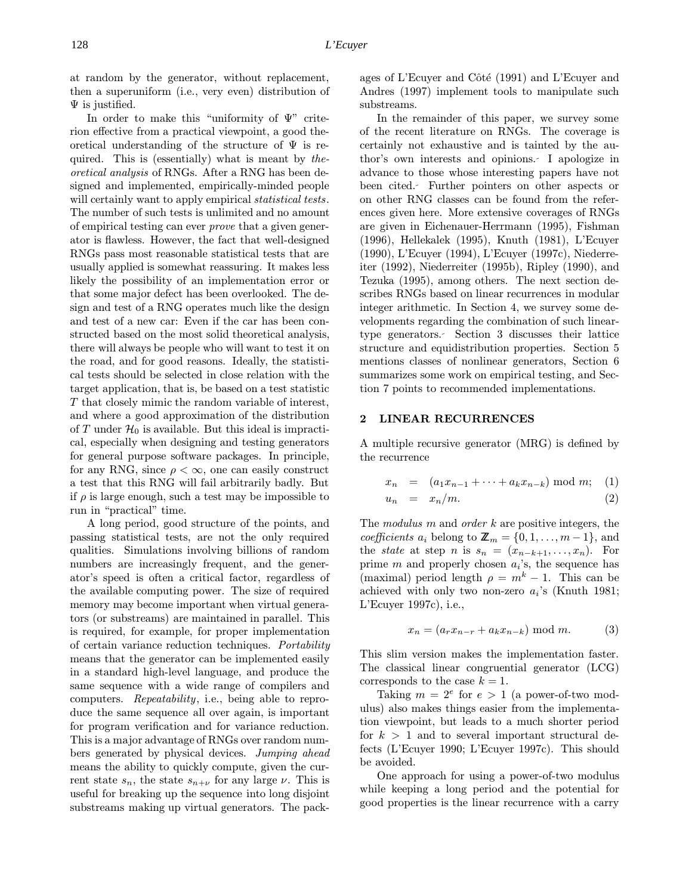at random by the generator, without replacement, then a superuniform (i.e., very even) distribution of $\Psi$ is justified.

In order to make this "uniformity of $\Psi$" criterion effective from a practical viewpoint, a good theoretical understanding of the structure of $\Psi$ is required. This is (essentially) what is meant by *theoretical analysis* of RNGs. After a RNG has been designed and implemented, empirically-minded people will certainly want to apply empirical *statistical tests*. The number of such tests is unlimited and no amount of empirical testing can ever *prove* that a given generator is flawless. However, the fact that well-designed RNGs pass most reasonable statistical tests that are usually applied is somewhat reassuring. It makes less likely the possibility of an implementation error or that some major defect has been overlooked. The design and test of a RNG operates much like the design and test of a new car: Even if the car has been constructed based on the most solid theoretical analysis, there will always be people who will want to test it on the road, and for good reasons. Ideally, the statistical tests should be selected in close relation with the target application, that is, be based on a test statistic $T$ that closely mimic the random variable of interest, and where a good approximation of the distribution of $T$ under $\mathcal{H}_0$ is available. But this ideal is impractical, especially when designing and testing generators for general purpose software packages. In principle, for any RNG, since $\rho < \infty$, one can easily construct a test that this RNG will fail arbitrarily badly. But if $\rho$ is large enough, such a test may be impossible to run in "practical" time.

A long period, good structure of the points, and passing statistical tests, are not the only required qualities. Simulations involving billions of random numbers are increasingly frequent, and the generator's speed is often a critical factor, regardless of the available computing power. The size of required memory may become important when virtual generators (or substreams) are maintained in parallel. This is required, for example, for proper implementation of certain variance reduction techniques. *Portability* means that the generator can be implemented easily in a standard high-level language, and produce the same sequence with a wide range of compilers and computers. *Repeatability*, i.e., being able to reproduce the same sequence all over again, is important for program verification and for variance reduction. This is a major advantage of RNGs over random numbers generated by physical devices. *Jumping ahead* means the ability to quickly compute, given the current state $s_n$, the state $s_{n+\nu}$ for any large $\nu$. This is useful for breaking up the sequence into long disjoint substreams making up virtual generators. The packages of L'Ecuyer and Côté (1991) and L'Ecuyer and Andres (1997) implement tools to manipulate such substreams.

In the remainder of this paper, we survey some of the recent literature on RNGs. The coverage is certainly not exhaustive and is tainted by the author's own interests and opinions. I apologize in advance to those whose interesting papers have not been cited. Further pointers on other aspects or on other RNG classes can be found from the references given here. More extensive coverages of RNGs are given in Eichenauer-Herrmann (1995), Fishman (1996), Hellekalek (1995), Knuth (1981), L'Ecuyer (1990), L'Ecuyer (1994), L'Ecuyer (1997c), Niederreiter (1992), Niederreiter (1995b), Ripley (1990), and Tezuka (1995), among others. The next section describes RNGs based on linear recurrences in modular integer arithmetic. In Section 4, we survey some developments regarding the combination of such linear-type generators. Section 3 discusses their lattice structure and equidistribution properties. Section 5 mentions classes of nonlinear generators, Section 6 summarizes some work on empirical testing, and Section 7 points to recommended implementations.

## 2 LINEAR RECURRENCES

A multiple recursive generator (MRG) is defined by the recurrence

$$x_n = (a_1 x_{n-1} + \cdots + a_k x_{n-k}) \bmod m; \quad (1)$$

$$u_n = x_n / m. \quad (2)$$

The *modulus* $m$ and *order* $k$ are positive integers, the *coefficients* $a_i$ belong to $\mathbb{Z}_m = \{0, 1, \ldots, m-1\}$, and the *state* at step $n$ is $s_n = (x_{n-k+1}, \ldots, x_n)$. For prime $m$ and properly chosen $a_i$'s, the sequence has (maximal) period length $\rho = m^k - 1$. This can be achieved with only two non-zero $a_i$'s (Knuth 1981; L'Ecuyer 1997c), i.e.,

$$x_n = (a_r x_{n-r} + a_k x_{n-k}) \bmod m. \quad (3)$$

This slim version makes the implementation faster. The classical linear congruential generator (LCG) corresponds to the case $k = 1$.

Taking $m = 2^e$ for $e > 1$ (a power-of-two modulus) also makes things easier from the implementation viewpoint, but leads to a much shorter period for $k > 1$ and to several important structural defects (L'Ecuyer 1990; L'Ecuyer 1997c). This should be avoided.

One approach for using a power-of-two modulus while keeping a long period and the potential for good properties is the linear recurrence with a carry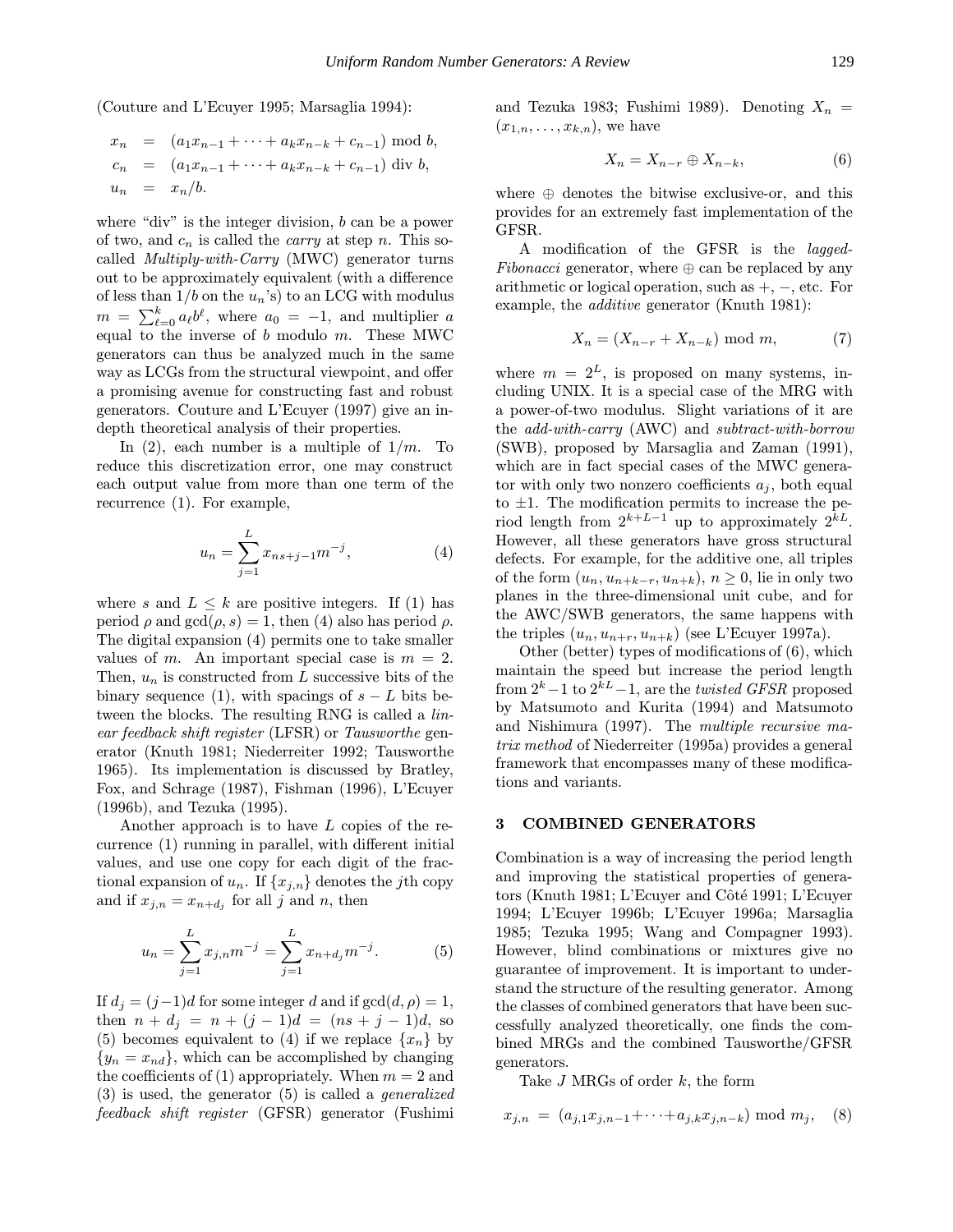(Couture and L'Ecuyer 1995; Marsaglia 1994):

$$
\begin{aligned}
x_n &= (a_1 x_{n-1} + \cdots + a_k x_{n-k} + c_{n-1}) \bmod b, \\
c_n &= (a_1 x_{n-1} + \cdots + a_k x_{n-k} + c_{n-1}) \text{ div } b, \\
u_n &= x_n / b.
\end{aligned}
$$

where "div" is the integer division, $b$ can be a power of two, and $c_n$ is called the *carry* at step $n$. This so-called *Multiply-with-Carry* (MWC) generator turns out to be approximately equivalent (with a difference of less than $1/b$ on the $u_n$'s) to an LCG with modulus $m = \sum_{\ell=0}^{k} a_\ell b^\ell$, where $a_0 = -1$, and multiplier $a$ equal to the inverse of $b$ modulo $m$. These MWC generators can thus be analyzed much in the same way as LCGs from the structural viewpoint, and offer a promising avenue for constructing fast and robust generators. Couture and L'Ecuyer (1997) give an in-depth theoretical analysis of their properties.

In (2), each number is a multiple of $1/m$. To reduce this discretization error, one may construct each output value from more than one term of the recurrence (1). For example,

$$
u_n = \sum_{j=1}^{L} x_{ns+j-1} m^{-j}, \tag{4}
$$

where $s$ and $L \leq k$ are positive integers. If (1) has period $\rho$ and $\gcd(\rho, s) = 1$, then (4) also has period $\rho$. The digital expansion (4) permits one to take smaller values of $m$. An important special case is $m = 2$. Then, $u_n$ is constructed from $L$ successive bits of the binary sequence (1), with spacings of $s - L$ bits between the blocks. The resulting RNG is called a *linear feedback shift register* (LFSR) or *Tausworthe* generator (Knuth 1981; Niederreiter 1992; Tausworthe 1965). Its implementation is discussed by Bratley, Fox, and Schrage (1987), Fishman (1996), L'Ecuyer (1996b), and Tezuka (1995).

Another approach is to have $L$ copies of the recurrence (1) running in parallel, with different initial values, and use one copy for each digit of the fractional expansion of $u_n$. If $\{x_{j,n}\}$ denotes the $j$th copy and if $x_{j,n} = x_{n+d_j}$ for all $j$ and $n$, then

$$
u_n = \sum_{j=1}^{L} x_{j,n} m^{-j} = \sum_{j=1}^{L} x_{n+d_j} m^{-j}. \tag{5}
$$

If $d_j = (j-1)d$ for some integer $d$ and if $\gcd(d, \rho) = 1$, then $n + d_j = n + (j-1)d = (ns + j - 1)d$, so (5) becomes equivalent to (4) if we replace $\{x_n\}$ by $\{y_n = x_{nd}\}$, which can be accomplished by changing the coefficients of (1) appropriately. When $m = 2$ and (3) is used, the generator (5) is called a *generalized feedback shift register* (GFSR) generator (Fushimi and Tezuka 1983; Fushimi 1989). Denoting $X_n = (x_{1,n}, \ldots, x_{k,n})$, we have

$$
X_n = X_{n-r} \oplus X_{n-k}, \tag{6}
$$

where $\oplus$ denotes the bitwise exclusive-or, and this provides for an extremely fast implementation of the GFSR.

A modification of the GFSR is the *lagged-Fibonacci* generator, where $\oplus$ can be replaced by any arithmetic or logical operation, such as $+$, $-$, etc. For example, the *additive* generator (Knuth 1981):

$$
X_n = (X_{n-r} + X_{n-k}) \bmod m, \tag{7}
$$

where $m = 2^L$, is proposed on many systems, including UNIX. It is a special case of the MRG with a power-of-two modulus. Slight variations of it are the *add-with-carry* (AWC) and *subtract-with-borrow* (SWB), proposed by Marsaglia and Zaman (1991), which are in fact special cases of the MWC generator with only two nonzero coefficients $a_j$, both equal to $\pm 1$. The modification permits to increase the period length from $2^{k+L-1}$ up to approximately $2^{kL}$. However, all these generators have gross structural defects. For example, for the additive one, all triples of the form $(u_n, u_{n+k-r}, u_{n+k})$, $n \geq 0$, lie in only two planes in the three-dimensional unit cube, and for the AWC/SWB generators, the same happens with the triples $(u_n, u_{n+r}, u_{n+k})$ (see L'Ecuyer 1997a).

Other (better) types of modifications of (6), which maintain the speed but increase the period length from $2^k - 1$ to $2^{kL} - 1$, are the *twisted GFSR* proposed by Matsumoto and Kurita (1994) and Matsumoto and Nishimura (1997). The *multiple recursive matrix method* of Niederreiter (1995a) provides a general framework that encompasses many of these modifications and variants.

## 3 COMBINED GENERATORS

Combination is a way of increasing the period length and improving the statistical properties of generators (Knuth 1981; L'Ecuyer and Côté 1991; L'Ecuyer 1994; L'Ecuyer 1996b; L'Ecuyer 1996a; Marsaglia 1985; Tezuka 1995; Wang and Compagner 1993). However, blind combinations or mixtures give no guarantee of improvement. It is important to understand the structure of the resulting generator. Among the classes of combined generators that have been successfully analyzed theoretically, one finds the combined MRGs and the combined Tausworthe/GFSR generators.

Take $J$ MRGs of order $k$, the form

$$
x_{j,n} = (a_{j,1} x_{j,n-1} + \cdots + a_{j,k} x_{j,n-k}) \bmod m_j, \tag{8}
$$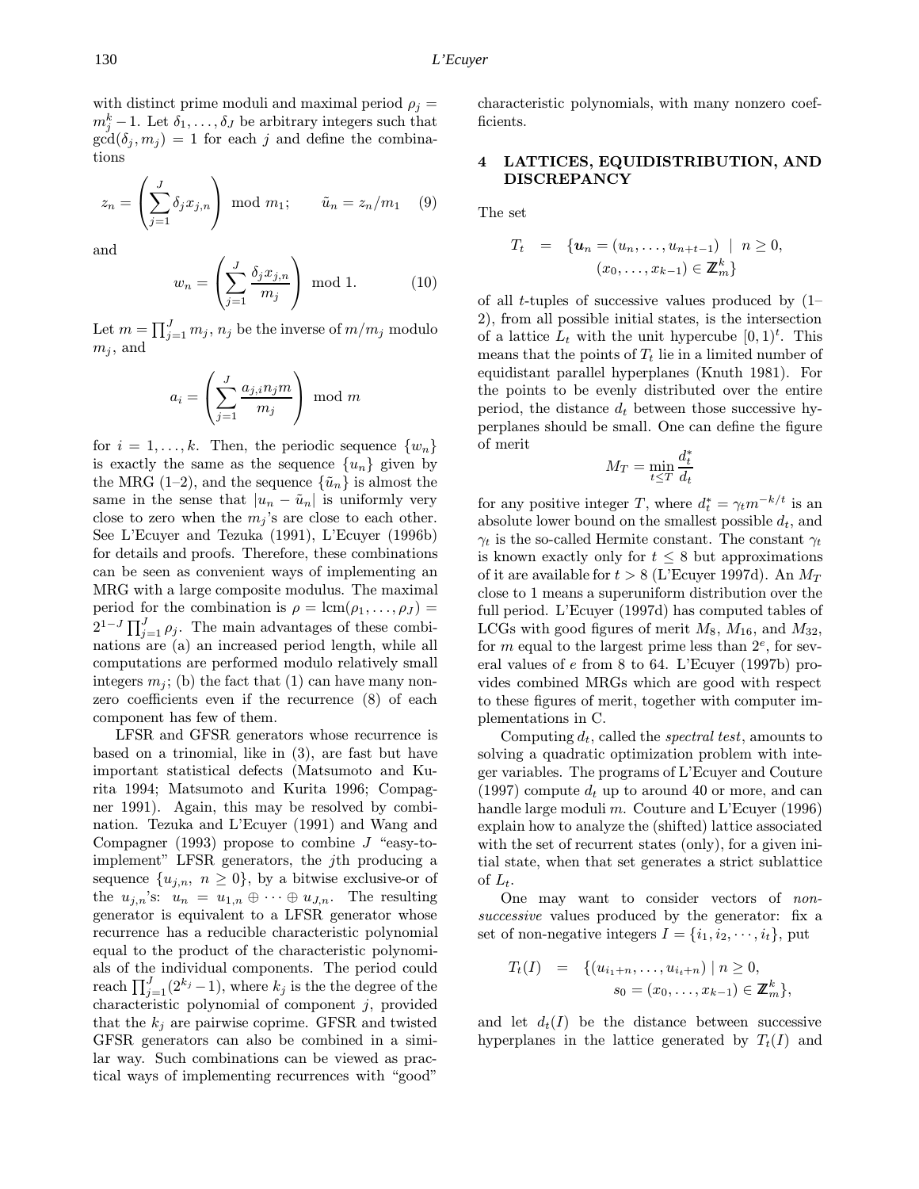with distinct prime moduli and maximal period $\rho_j = m_j^k - 1$. Let $\delta_1, \ldots, \delta_J$ be arbitrary integers such that $\gcd(\delta_j, m_j) = 1$ for each $j$ and define the combinations

$$z_n = \left( \sum_{j=1}^{J} \delta_j x_{j,n} \right) \bmod m_1; \qquad \tilde{u}_n = z_n / m_1 \quad (9)$$

and

$$w_n = \left( \sum_{j=1}^{J} \frac{\delta_j x_{j,n}}{m_j} \right) \bmod 1. \quad (10)$$

Let $m = \prod_{j=1}^{J} m_j$, $n_j$ be the inverse of $m/m_j$ modulo $m_j$, and

$$a_i = \left( \sum_{j=1}^{J} \frac{a_{j,i} n_j m}{m_j} \right) \bmod m$$

for $i = 1, \ldots, k$. Then, the periodic sequence $\{w_n\}$ is exactly the same as the sequence $\{u_n\}$ given by the MRG (1–2), and the sequence $\{\tilde{u}_n\}$ is almost the same in the sense that $|u_n - \tilde{u}_n|$ is uniformly very close to zero when the $m_j$'s are close to each other. See L'Ecuyer and Tezuka (1991), L'Ecuyer (1996b) for details and proofs. Therefore, these combinations can be seen as convenient ways of implementing an MRG with a large composite modulus. The maximal period for the combination is $\rho = \operatorname{lcm}(\rho_1, \ldots, \rho_J) = 2^{1-J} \prod_{j=1}^{J} \rho_j$. The main advantages of these combinations are (a) an increased period length, while all computations are performed modulo relatively small integers $m_j$; (b) the fact that (1) can have many nonzero coefficients even if the recurrence (8) of each component has few of them.

LFSR and GFSR generators whose recurrence is based on a trinomial, like in (3), are fast but have important statistical defects (Matsumoto and Kurita 1994; Matsumoto and Kurita 1996; Compagner 1991). Again, this may be resolved by combination. Tezuka and L'Ecuyer (1991) and Wang and Compagner (1993) propose to combine $J$ "easy-to-implement" LFSR generators, the $j$th producing a sequence $\{u_{j,n},\ n \geq 0\}$, by a bitwise exclusive-or of the $u_{j,n}$'s: $u_n = u_{1,n} \oplus \cdots \oplus u_{J,n}$. The resulting generator is equivalent to a LFSR generator whose recurrence has a reducible characteristic polynomial equal to the product of the characteristic polynomials of the individual components. The period could reach $\prod_{j=1}^{J} (2^{k_j} - 1)$, where $k_j$ is the the degree of the characteristic polynomial of component $j$, provided that the $k_j$ are pairwise coprime. GFSR and twisted GFSR generators can also be combined in a similar way. Such combinations can be viewed as practical ways of implementing recurrences with "good" characteristic polynomials, with many nonzero coefficients.

## 4 LATTICES, EQUIDISTRIBUTION, AND DISCREPANCY

The set

$$T_t = \{ \boldsymbol{u}_n = (u_n, \ldots, u_{n+t-1}) \mid n \geq 0, \ (x_0, \ldots, x_{k-1}) \in \mathbb{Z}_m^k \}$$

of all $t$-tuples of successive values produced by (1–2), from all possible initial states, is the intersection of a lattice $L_t$ with the unit hypercube $[0,1)^t$. This means that the points of $T_t$ lie in a limited number of equidistant parallel hyperplanes (Knuth 1981). For the points to be evenly distributed over the entire period, the distance $d_t$ between those successive hyperplanes should be small. One can define the figure of merit

$$M_T = \min_{t \leq T} \frac{d_t^*}{d_t}$$

for any positive integer $T$, where $d_t^* = \gamma_t m^{-k/t}$ is an absolute lower bound on the smallest possible $d_t$, and $\gamma_t$ is the so-called Hermite constant. The constant $\gamma_t$ is known exactly only for $t \leq 8$ but approximations of it are available for $t > 8$ (L'Ecuyer 1997d). An $M_T$ close to 1 means a superuniform distribution over the full period. L'Ecuyer (1997d) has computed tables of LCGs with good figures of merit $M_8$, $M_{16}$, and $M_{32}$, for $m$ equal to the largest prime less than $2^e$, for several values of $e$ from 8 to 64. L'Ecuyer (1997b) provides combined MRGs which are good with respect to these figures of merit, together with computer implementations in C.

Computing $d_t$, called the *spectral test*, amounts to solving a quadratic optimization problem with integer variables. The programs of L'Ecuyer and Couture (1997) compute $d_t$ up to around 40 or more, and can handle large moduli $m$. Couture and L'Ecuyer (1996) explain how to analyze the (shifted) lattice associated with the set of recurrent states (only), for a given initial state, when that set generates a strict sublattice of $L_t$.

One may want to consider vectors of *non-successive* values produced by the generator: fix a set of non-negative integers $I = \{i_1, i_2, \cdots, i_t\}$, put

$$T_t(I) = \{ (u_{i_1+n}, \ldots, u_{i_t+n}) \mid n \geq 0, \ s_0 = (x_0, \ldots, x_{k-1}) \in \mathbb{Z}_m^k \},$$

and let $d_t(I)$ be the distance between successive hyperplanes in the lattice generated by $T_t(I)$ and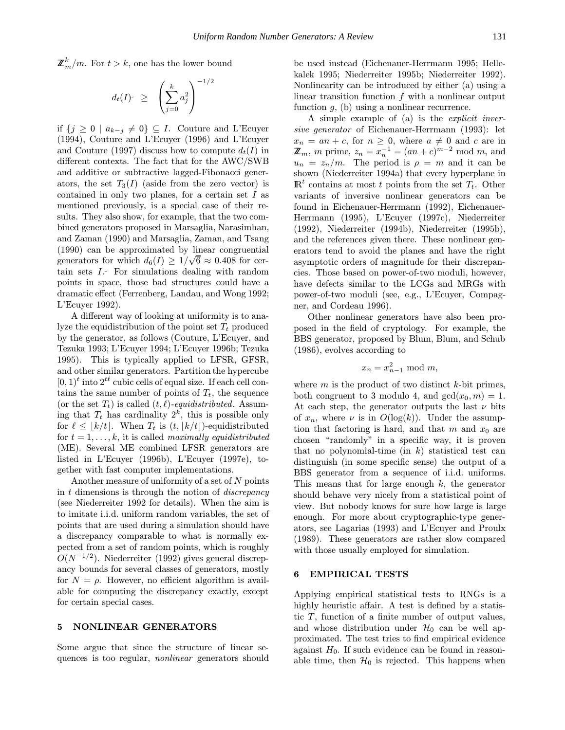$\mathbb{Z}_m^k/m$. For $t > k$, one has the lower bound

$$d_t(I) \geq \left(\sum_{j=0}^{k} a_j^2\right)^{-1/2}$$

if $\{j \geq 0 \mid a_{k-j} \neq 0\} \subseteq I$. Couture and L'Ecuyer (1994), Couture and L'Ecuyer (1996) and L'Ecuyer and Couture (1997) discuss how to compute $d_t(I)$ in different contexts. The fact that for the AWC/SWB and additive or subtractive lagged-Fibonacci generators, the set $T_3(I)$ (aside from the zero vector) is contained in only two planes, for a certain set $I$ as mentioned previously, is a special case of their results. They also show, for example, that the two combined generators proposed in Marsaglia, Narasimhan, and Zaman (1990) and Marsaglia, Zaman, and Tsang (1990) can be approximated by linear congruential generators for which $d_6(I) \geq 1/\sqrt{6} \approx 0.408$ for certain sets $I$. For simulations dealing with random points in space, those bad structures could have a dramatic effect (Ferrenberg, Landau, and Wong 1992; L'Ecuyer 1992).

A different way of looking at uniformity is to analyze the equidistribution of the point set $T_t$ produced by the generator, as follows (Couture, L'Ecuyer, and Tezuka 1993; L'Ecuyer 1994; L'Ecuyer 1996b; Tezuka 1995). This is typically applied to LFSR, GFSR, and other similar generators. Partition the hypercube $[0, 1)^t$ into $2^{t\ell}$ cubic cells of equal size. If each cell contains the same number of points of $T_t$, the sequence (or the set $T_t$) is called *$(t, \ell)$-equidistributed*. Assuming that $T_t$ has cardinality $2^k$, this is possible only for $\ell \leq \lfloor k/t \rfloor$. When $T_t$ is $(t, \lfloor k/t \rfloor)$-equidistributed for $t = 1, \ldots, k$, it is called *maximally equidistributed* (ME). Several ME combined LFSR generators are listed in L'Ecuyer (1996b), L'Ecuyer (1997e), together with fast computer implementations.

Another measure of uniformity of a set of $N$ points in $t$ dimensions is through the notion of *discrepancy* (see Niederreiter 1992 for details). When the aim is to imitate i.i.d. uniform random variables, the set of points that are used during a simulation should have a discrepancy comparable to what is normally expected from a set of random points, which is roughly $O(N^{-1/2})$. Niederreiter (1992) gives general discrepancy bounds for several classes of generators, mostly for $N = \rho$. However, no efficient algorithm is available for computing the discrepancy exactly, except for certain special cases.

## 5 NONLINEAR GENERATORS

Some argue that since the structure of linear sequences is too regular, *nonlinear* generators should be used instead (Eichenauer-Herrmann 1995; Hellekalek 1995; Niederreiter 1995b; Niederreiter 1992). Nonlinearity can be introduced by either (a) using a linear transition function $f$ with a nonlinear output function $g$, (b) using a nonlinear recurrence.

A simple example of (a) is the *explicit inversive generator* of Eichenauer-Herrmann (1993): let $x_n = an + c$, for $n \geq 0$, where $a \neq 0$ and $c$ are in $\mathbb{Z}_m$, $m$ prime, $z_n = x_n^{-1} = (an + c)^{m-2} \bmod m$, and $u_n = z_n/m$. The period is $\rho = m$ and it can be shown (Niederreiter 1994a) that every hyperplane in $\mathbb{R}^t$ contains at most $t$ points from the set $T_t$. Other variants of inversive nonlinear generators can be found in Eichenauer-Herrmann (1992), Eichenauer-Herrmann (1995), L'Ecuyer (1997c), Niederreiter (1992), Niederreiter (1994b), Niederreiter (1995b), and the references given there. These nonlinear generators tend to avoid the planes and have the right asymptotic orders of magnitude for their discrepancies. Those based on power-of-two moduli, however, have defects similar to the LCGs and MRGs with power-of-two moduli (see, e.g., L'Ecuyer, Compagner, and Cordeau 1996).

Other nonlinear generators have also been proposed in the field of cryptology. For example, the BBS generator, proposed by Blum, Blum, and Schub (1986), evolves according to

$$x_n = x_{n-1}^2 \bmod m,$$

where $m$ is the product of two distinct $k$-bit primes, both congruent to 3 modulo 4, and $\gcd(x_0, m) = 1$. At each step, the generator outputs the last $\nu$ bits of $x_n$, where $\nu$ is in $O(\log(k))$. Under the assumption that factoring is hard, and that $m$ and $x_0$ are chosen "randomly" in a specific way, it is proven that no polynomial-time (in $k$) statistical test can distinguish (in some specific sense) the output of a BBS generator from a sequence of i.i.d. uniforms. This means that for large enough $k$, the generator should behave very nicely from a statistical point of view. But nobody knows for sure how large is large enough. For more about cryptographic-type generators, see Lagarias (1993) and L'Ecuyer and Proulx (1989). These generators are rather slow compared with those usually employed for simulation.

## 6 EMPIRICAL TESTS

Applying empirical statistical tests to RNGs is a highly heuristic affair. A test is defined by a statistic $T$, function of a finite number of output values, and whose distribution under $\mathcal{H}_0$ can be well approximated. The test tries to find empirical evidence against $H_0$. If such evidence can be found in reasonable time, then $\mathcal{H}_0$ is rejected. This happens when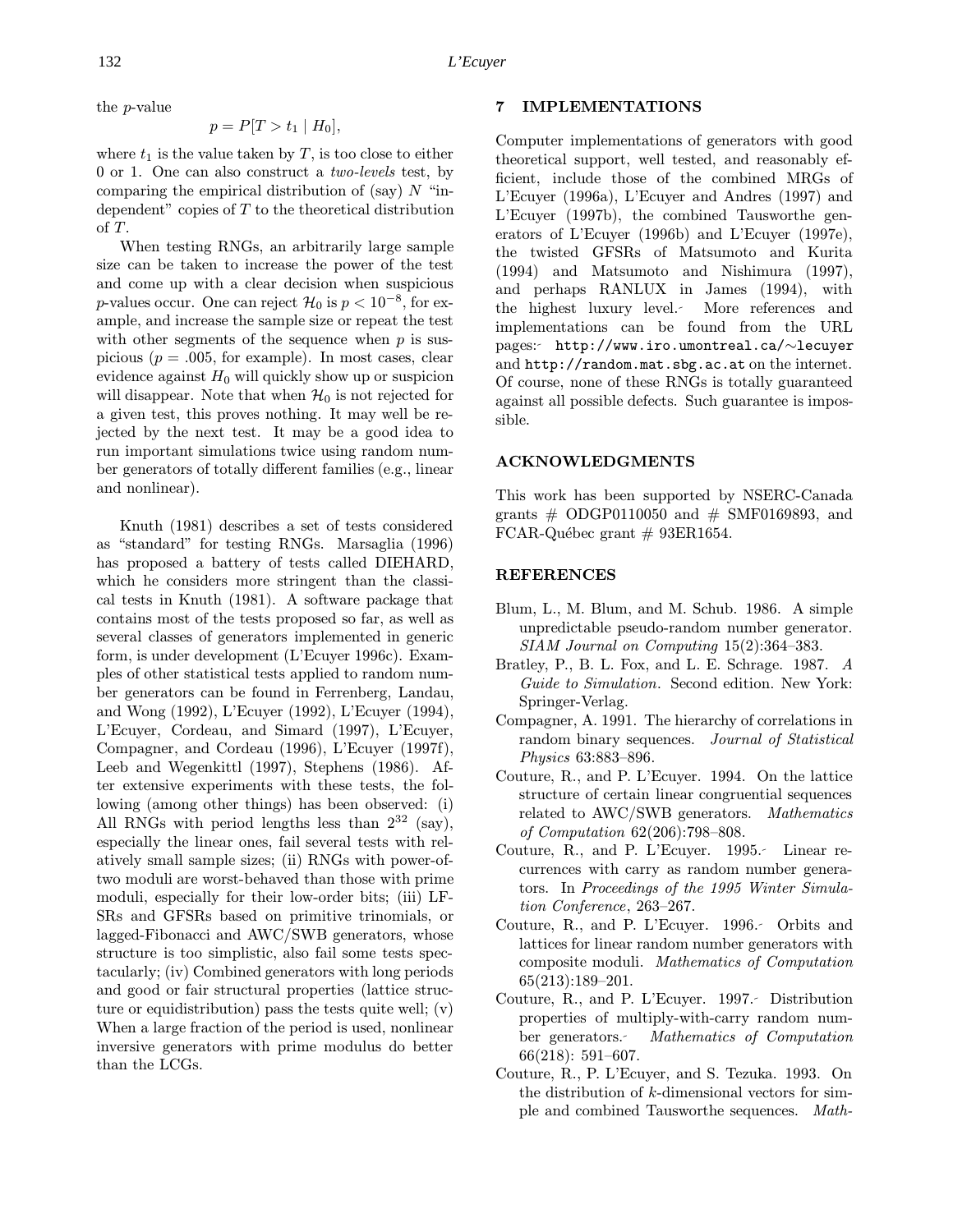the $p$-value

$$p = P[T > t_1 \mid H_0],$$

where $t_1$ is the value taken by $T$, is too close to either 0 or 1. One can also construct a *two-levels* test, by comparing the empirical distribution of (say) $N$ "independent" copies of $T$ to the theoretical distribution of $T$.

When testing RNGs, an arbitrarily large sample size can be taken to increase the power of the test and come up with a clear decision when suspicious $p$-values occur. One can reject $\mathcal{H}_0$ is $p < 10^{-8}$, for example, and increase the sample size or repeat the test with other segments of the sequence when $p$ is suspicious ($p = .005$, for example). In most cases, clear evidence against $H_0$ will quickly show up or suspicion will disappear. Note that when $\mathcal{H}_0$ is not rejected for a given test, this proves nothing. It may well be rejected by the next test. It may be a good idea to run important simulations twice using random number generators of totally different families (e.g., linear and nonlinear).

Knuth (1981) describes a set of tests considered as "standard" for testing RNGs. Marsaglia (1996) has proposed a battery of tests called DIEHARD, which he considers more stringent than the classical tests in Knuth (1981). A software package that contains most of the tests proposed so far, as well as several classes of generators implemented in generic form, is under development (L'Ecuyer 1996c). Examples of other statistical tests applied to random number generators can be found in Ferrenberg, Landau, and Wong (1992), L'Ecuyer (1992), L'Ecuyer (1994), L'Ecuyer, Cordeau, and Simard (1997), L'Ecuyer, Compagner, and Cordeau (1996), L'Ecuyer (1997f), Leeb and Wegenkittl (1997), Stephens (1986). After extensive experiments with these tests, the following (among other things) has been observed: (i) All RNGs with period lengths less than $2^{32}$ (say), especially the linear ones, fail several tests with relatively small sample sizes; (ii) RNGs with power-of-two moduli are worst-behaved than those with prime moduli, especially for their low-order bits; (iii) LFSRs and GFSRs based on primitive trinomials, or lagged-Fibonacci and AWC/SWB generators, whose structure is too simplistic, also fail some tests spectacularly; (iv) Combined generators with long periods and good or fair structural properties (lattice structure or equidistribution) pass the tests quite well; (v) When a large fraction of the period is used, nonlinear inversive generators with prime modulus do better than the LCGs.

## 7 IMPLEMENTATIONS

Computer implementations of generators with good theoretical support, well tested, and reasonably efficient, include those of the combined MRGs of L'Ecuyer (1996a), L'Ecuyer and Andres (1997) and L'Ecuyer (1997b), the combined Tausworthe generators of L'Ecuyer (1996b) and L'Ecuyer (1997e), the twisted GFSRs of Matsumoto and Kurita (1994) and Matsumoto and Nishimura (1997), and perhaps RANLUX in James (1994), with the highest luxury level. More references and implementations can be found from the URL pages: http://www.iro.umontreal.ca/∼lecuyer and http://random.mat.sbg.ac.at on the internet. Of course, none of these RNGs is totally guaranteed against all possible defects. Such guarantee is impossible.

## ACKNOWLEDGMENTS

This work has been supported by NSERC-Canada grants # ODGP0110050 and # SMF0169893, and FCAR-Québec grant # 93ER1654.

## REFERENCES

Blum, L., M. Blum, and M. Schub. 1986. A simple unpredictable pseudo-random number generator. *SIAM Journal on Computing* 15(2):364–383.

Bratley, P., B. L. Fox, and L. E. Schrage. 1987. *A Guide to Simulation*. Second edition. New York: Springer-Verlag.

Compagner, A. 1991. The hierarchy of correlations in random binary sequences. *Journal of Statistical Physics* 63:883–896.

Couture, R., and P. L'Ecuyer. 1994. On the lattice structure of certain linear congruential sequences related to AWC/SWB generators. *Mathematics of Computation* 62(206):798–808.

Couture, R., and P. L'Ecuyer. 1995. Linear recurrences with carry as random number generators. In *Proceedings of the 1995 Winter Simulation Conference*, 263–267.

Couture, R., and P. L'Ecuyer. 1996. Orbits and lattices for linear random number generators with composite moduli. *Mathematics of Computation* 65(213):189–201.

Couture, R., and P. L'Ecuyer. 1997. Distribution properties of multiply-with-carry random number generators. *Mathematics of Computation* 66(218): 591–607.

Couture, R., P. L'Ecuyer, and S. Tezuka. 1993. On the distribution of $k$-dimensional vectors for simple and combined Tausworthe sequences. *Math-*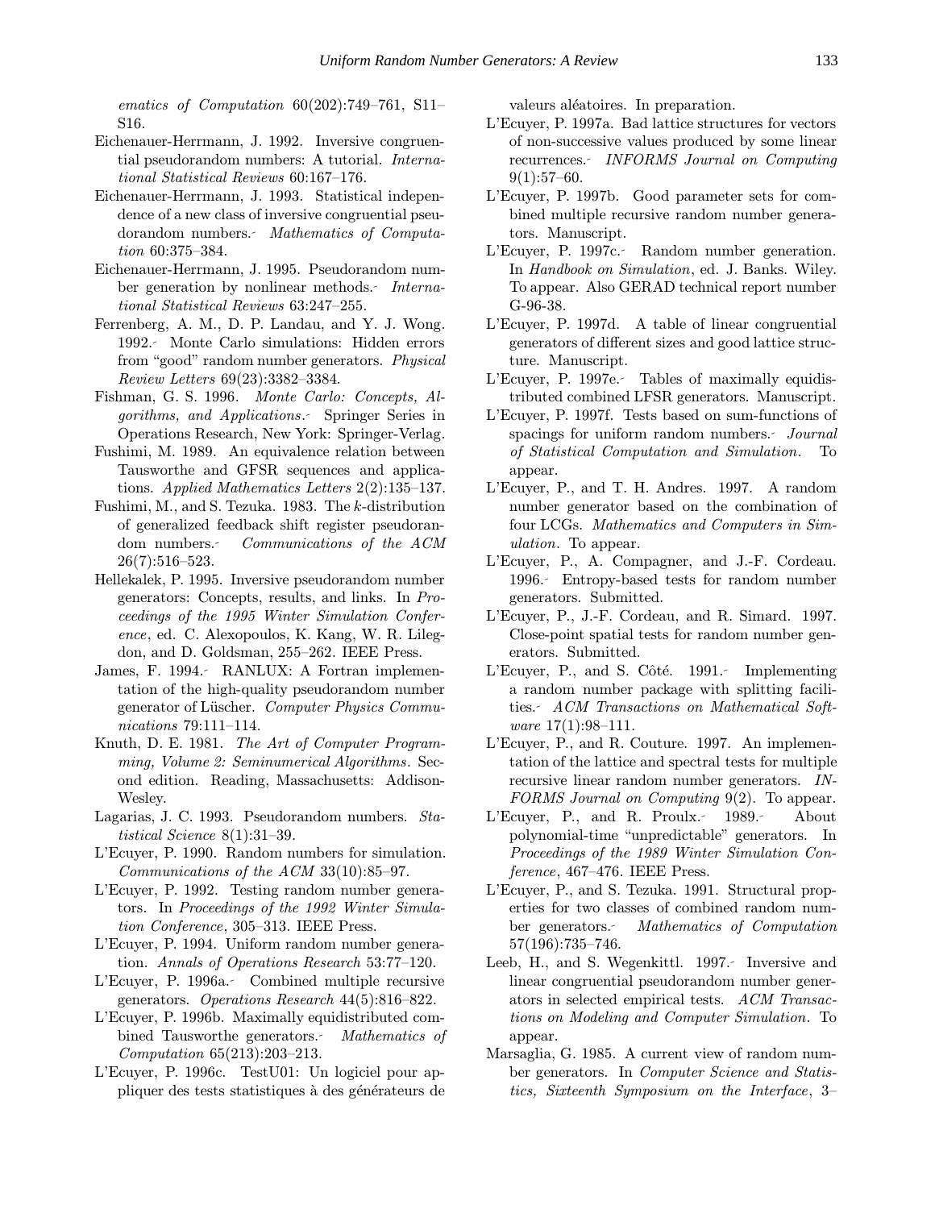*ematics of Computation* 60(202):749–761, S11–S16.

Eichenauer-Herrmann, J. 1992. Inversive congruential pseudorandom numbers: A tutorial. *International Statistical Reviews* 60:167–176.

Eichenauer-Herrmann, J. 1993. Statistical independence of a new class of inversive congruential pseudorandom numbers. *Mathematics of Computation* 60:375–384.

Eichenauer-Herrmann, J. 1995. Pseudorandom number generation by nonlinear methods. *International Statistical Reviews* 63:247–255.

Ferrenberg, A. M., D. P. Landau, and Y. J. Wong. 1992. Monte Carlo simulations: Hidden errors from "good" random number generators. *Physical Review Letters* 69(23):3382–3384.

Fishman, G. S. 1996. *Monte Carlo: Concepts, Algorithms, and Applications*. Springer Series in Operations Research, New York: Springer-Verlag.

Fushimi, M. 1989. An equivalence relation between Tausworthe and GFSR sequences and applications. *Applied Mathematics Letters* 2(2):135–137.

Fushimi, M., and S. Tezuka. 1983. The $k$-distribution of generalized feedback shift register pseudorandom numbers. *Communications of the ACM* 26(7):516–523.

Hellekalek, P. 1995. Inversive pseudorandom number generators: Concepts, results, and links. In *Proceedings of the 1995 Winter Simulation Conference*, ed. C. Alexopoulos, K. Kang, W. R. Lilegdon, and D. Goldsman, 255–262. IEEE Press.

James, F. 1994. RANLUX: A Fortran implementation of the high-quality pseudorandom number generator of Lüscher. *Computer Physics Communications* 79:111–114.

Knuth, D. E. 1981. *The Art of Computer Programming, Volume 2: Seminumerical Algorithms*. Second edition. Reading, Massachusetts: Addison-Wesley.

Lagarias, J. C. 1993. Pseudorandom numbers. *Statistical Science* 8(1):31–39.

L'Ecuyer, P. 1990. Random numbers for simulation. *Communications of the ACM* 33(10):85–97.

L'Ecuyer, P. 1992. Testing random number generators. In *Proceedings of the 1992 Winter Simulation Conference*, 305–313. IEEE Press.

L'Ecuyer, P. 1994. Uniform random number generation. *Annals of Operations Research* 53:77–120.

L'Ecuyer, P. 1996a. Combined multiple recursive generators. *Operations Research* 44(5):816–822.

L'Ecuyer, P. 1996b. Maximally equidistributed combined Tausworthe generators. *Mathematics of Computation* 65(213):203–213.

L'Ecuyer, P. 1996c. TestU01: Un logiciel pour appliquer des tests statistiques à des générateurs de valeurs aléatoires. In preparation.

L'Ecuyer, P. 1997a. Bad lattice structures for vectors of non-successive values produced by some linear recurrences. *INFORMS Journal on Computing* 9(1):57–60.

L'Ecuyer, P. 1997b. Good parameter sets for combined multiple recursive random number generators. Manuscript.

L'Ecuyer, P. 1997c. Random number generation. In *Handbook on Simulation*, ed. J. Banks. Wiley. To appear. Also GERAD technical report number G-96-38.

L'Ecuyer, P. 1997d. A table of linear congruential generators of different sizes and good lattice structure. Manuscript.

L'Ecuyer, P. 1997e. Tables of maximally equidistributed combined LFSR generators. Manuscript.

L'Ecuyer, P. 1997f. Tests based on sum-functions of spacings for uniform random numbers. *Journal of Statistical Computation and Simulation*. To appear.

L'Ecuyer, P., and T. H. Andres. 1997. A random number generator based on the combination of four LCGs. *Mathematics and Computers in Simulation*. To appear.

L'Ecuyer, P., A. Compagner, and J.-F. Cordeau. 1996. Entropy-based tests for random number generators. Submitted.

L'Ecuyer, P., J.-F. Cordeau, and R. Simard. 1997. Close-point spatial tests for random number generators. Submitted.

L'Ecuyer, P., and S. Côté. 1991. Implementing a random number package with splitting facilities. *ACM Transactions on Mathematical Software* 17(1):98–111.

L'Ecuyer, P., and R. Couture. 1997. An implementation of the lattice and spectral tests for multiple recursive linear random number generators. *INFORMS Journal on Computing* 9(2). To appear.

L'Ecuyer, P., and R. Proulx. 1989. About polynomial-time "unpredictable" generators. In *Proceedings of the 1989 Winter Simulation Conference*, 467–476. IEEE Press.

L'Ecuyer, P., and S. Tezuka. 1991. Structural properties for two classes of combined random number generators. *Mathematics of Computation* 57(196):735–746.

Leeb, H., and S. Wegenkittl. 1997. Inversive and linear congruential pseudorandom number generators in selected empirical tests. *ACM Transactions on Modeling and Computer Simulation*. To appear.

Marsaglia, G. 1985. A current view of random number generators. In *Computer Science and Statistics, Sixteenth Symposium on the Interface*, 3–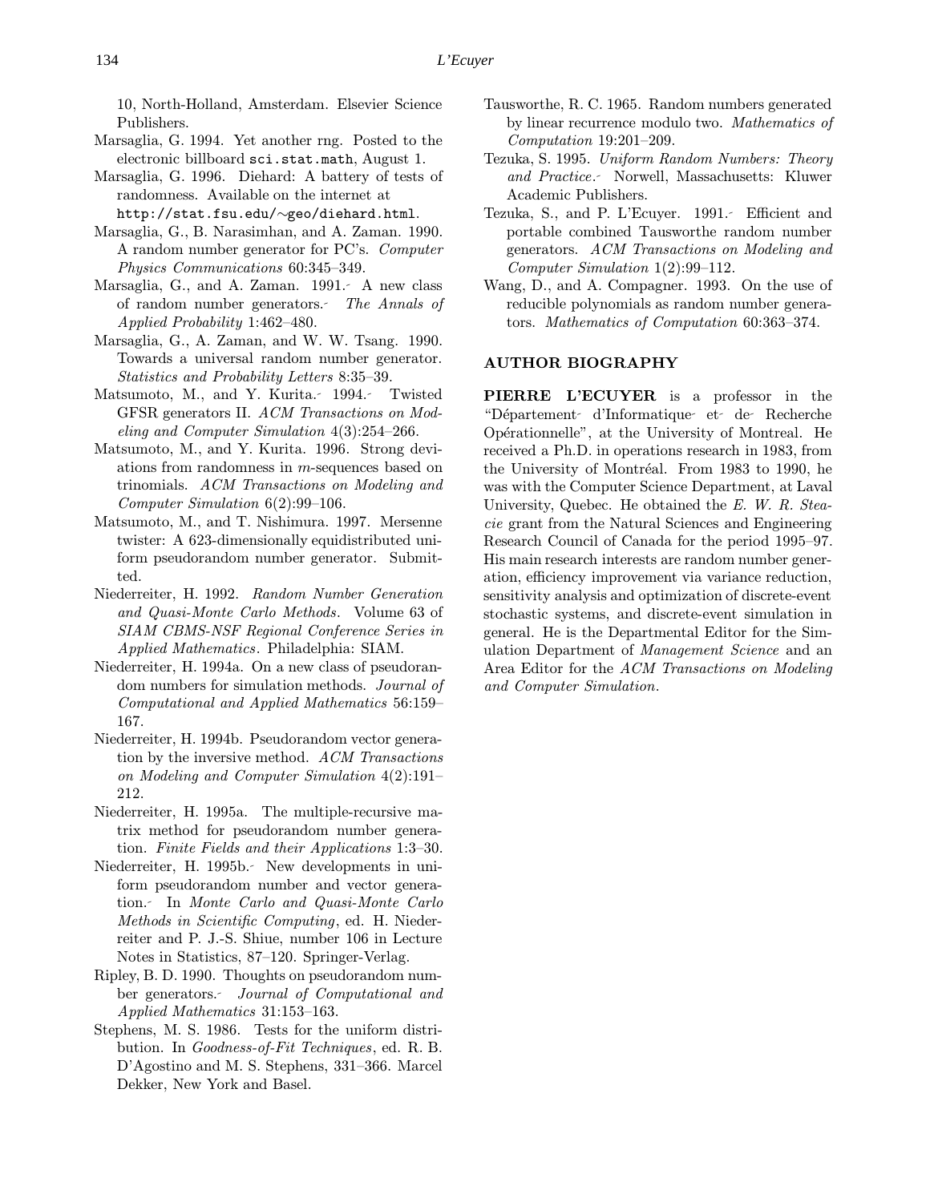10, North-Holland, Amsterdam. Elsevier Science Publishers.

Marsaglia, G. 1994. Yet another rng. Posted to the electronic billboard `sci.stat.math`, August 1.

Marsaglia, G. 1996. Diehard: A battery of tests of randomness. Available on the internet at `http://stat.fsu.edu/~geo/diehard.html`.

Marsaglia, G., B. Narasimhan, and A. Zaman. 1990. A random number generator for PC's. *Computer Physics Communications* 60:345–349.

Marsaglia, G., and A. Zaman. 1991. A new class of random number generators. *The Annals of Applied Probability* 1:462–480.

Marsaglia, G., A. Zaman, and W. W. Tsang. 1990. Towards a universal random number generator. *Statistics and Probability Letters* 8:35–39.

Matsumoto, M., and Y. Kurita. 1994. Twisted GFSR generators II. *ACM Transactions on Modeling and Computer Simulation* 4(3):254–266.

Matsumoto, M., and Y. Kurita. 1996. Strong deviations from randomness in $m$-sequences based on trinomials. *ACM Transactions on Modeling and Computer Simulation* 6(2):99–106.

Matsumoto, M., and T. Nishimura. 1997. Mersenne twister: A 623-dimensionally equidistributed uniform pseudorandom number generator. Submitted.

Niederreiter, H. 1992. *Random Number Generation and Quasi-Monte Carlo Methods*. Volume 63 of *SIAM CBMS-NSF Regional Conference Series in Applied Mathematics*. Philadelphia: SIAM.

Niederreiter, H. 1994a. On a new class of pseudorandom numbers for simulation methods. *Journal of Computational and Applied Mathematics* 56:159–167.

Niederreiter, H. 1994b. Pseudorandom vector generation by the inversive method. *ACM Transactions on Modeling and Computer Simulation* 4(2):191–212.

Niederreiter, H. 1995a. The multiple-recursive matrix method for pseudorandom number generation. *Finite Fields and their Applications* 1:3–30.

Niederreiter, H. 1995b. New developments in uniform pseudorandom number and vector generation. In *Monte Carlo and Quasi-Monte Carlo Methods in Scientific Computing*, ed. H. Niederreiter and P. J.-S. Shiue, number 106 in Lecture Notes in Statistics, 87–120. Springer-Verlag.

Ripley, B. D. 1990. Thoughts on pseudorandom number generators. *Journal of Computational and Applied Mathematics* 31:153–163.

Stephens, M. S. 1986. Tests for the uniform distribution. In *Goodness-of-Fit Techniques*, ed. R. B. D'Agostino and M. S. Stephens, 331–366. Marcel Dekker, New York and Basel.

Tausworthe, R. C. 1965. Random numbers generated by linear recurrence modulo two. *Mathematics of Computation* 19:201–209.

Tezuka, S. 1995. *Uniform Random Numbers: Theory and Practice*. Norwell, Massachusetts: Kluwer Academic Publishers.

Tezuka, S., and P. L'Ecuyer. 1991. Efficient and portable combined Tausworthe random number generators. *ACM Transactions on Modeling and Computer Simulation* 1(2):99–112.

Wang, D., and A. Compagner. 1993. On the use of reducible polynomials as random number generators. *Mathematics of Computation* 60:363–374.

## AUTHOR BIOGRAPHY

**PIERRE L'ECUYER** is a professor in the "Département d'Informatique et de Recherche Opérationnelle", at the University of Montreal. He received a Ph.D. in operations research in 1983, from the University of Montréal. From 1983 to 1990, he was with the Computer Science Department, at Laval University, Quebec. He obtained the *E. W. R. Steacie* grant from the Natural Sciences and Engineering Research Council of Canada for the period 1995–97. His main research interests are random number generation, efficiency improvement via variance reduction, sensitivity analysis and optimization of discrete-event stochastic systems, and discrete-event simulation in general. He is the Departmental Editor for the Simulation Department of *Management Science* and an Area Editor for the *ACM Transactions on Modeling and Computer Simulation*.